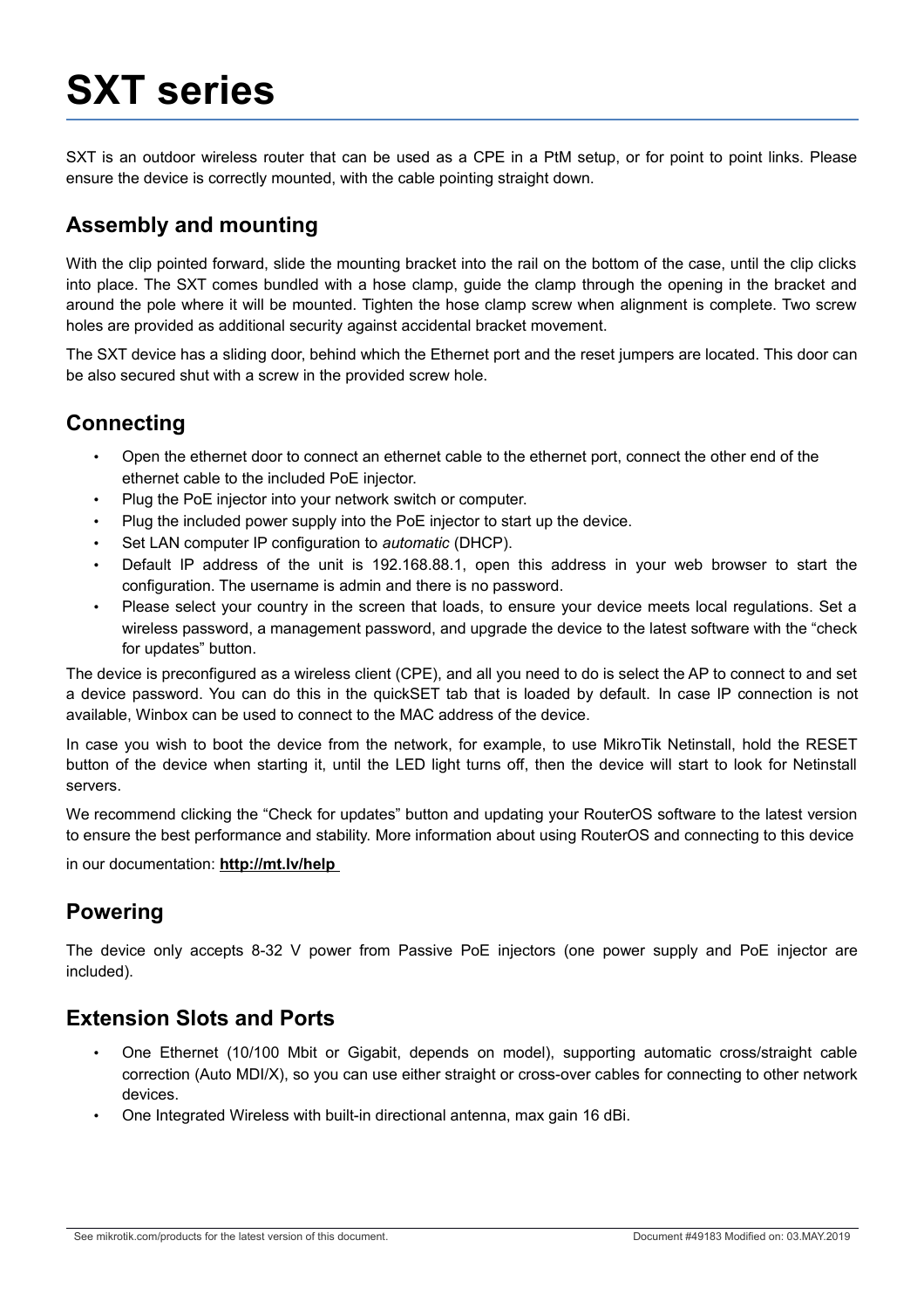# SXT series

SXT is an outdoor wireless router that can be used as a CPE in a PtM setup, or for point to point links. Please ensure the device is correctly mounted, with the cable pointing straight down.

## Assembly and mounting

With the clip pointed forward, slide the mounting bracket into the rail on the bottom of the case, until the clip clicks into place. The SXT comes bundled with a hose clamp, guide the clamp through the opening in the bracket and around the pole where it will be mounted. Tighten the hose clamp screw when alignment is complete. Two screw holes are provided as additional security against accidental bracket movement.

The SXT device has a sliding door, behind which the Ethernet port and the reset jumpers are located. This door can be also secured shut with a screw in the provided screw hole.

## Connecting

- Open the ethernet door to connect an ethernet cable to the ethernet port, connect the other end of the ethernet cable to the included PoE injector.
- Plug the PoE injector into your network switch or computer.
- Plug the included power supply into the PoE injector to start up the device.
- Set LAN computer IP configuration to *automatic* (DHCP).
- Default IP address of the unit is 192.168.88.1, open this address in your web browser to start the configuration. The username is admin and there is no password.
- Please select your country in the screen that loads, to ensure your device meets local regulations. Set a wireless password, a management password, and upgrade the device to the latest software with the “check for updates” button.

The device is preconfigured as a wireless client (CPE), and all you need to do is select the AP to connect to and set a device password. You can do this in the quickSET tab that is loaded by default. In case IP connection is not available, Winbox can be used to connect to the MAC address of the device.

In case you wish to boot the device from the network, for example, to use MikroTik Netinstall, hold the RESET button of the device when starting it, until the LED light turns off, then the device will start to look for Netinstall servers.

We recommend clicking the “Check for updates” button and updating your RouterOS software to the latest version to ensure the best performance and stability. More information about using RouterOS and connecting to this device

in our documentation: **http://mt.lv/help**

## Powering

The device only accepts 8-32 V power from Passive PoE injectors (one power supply and PoE injector are included).

## Extension Slots and Ports

- One Ethernet (10/100 Mbit or Gigabit, depends on model), supporting automatic cross/straight cable correction (Auto MDI/X), so you can use either straight or cross-over cables for connecting to other network devices.
- One Integrated Wireless with built-in directional antenna, max gain 16 dBi.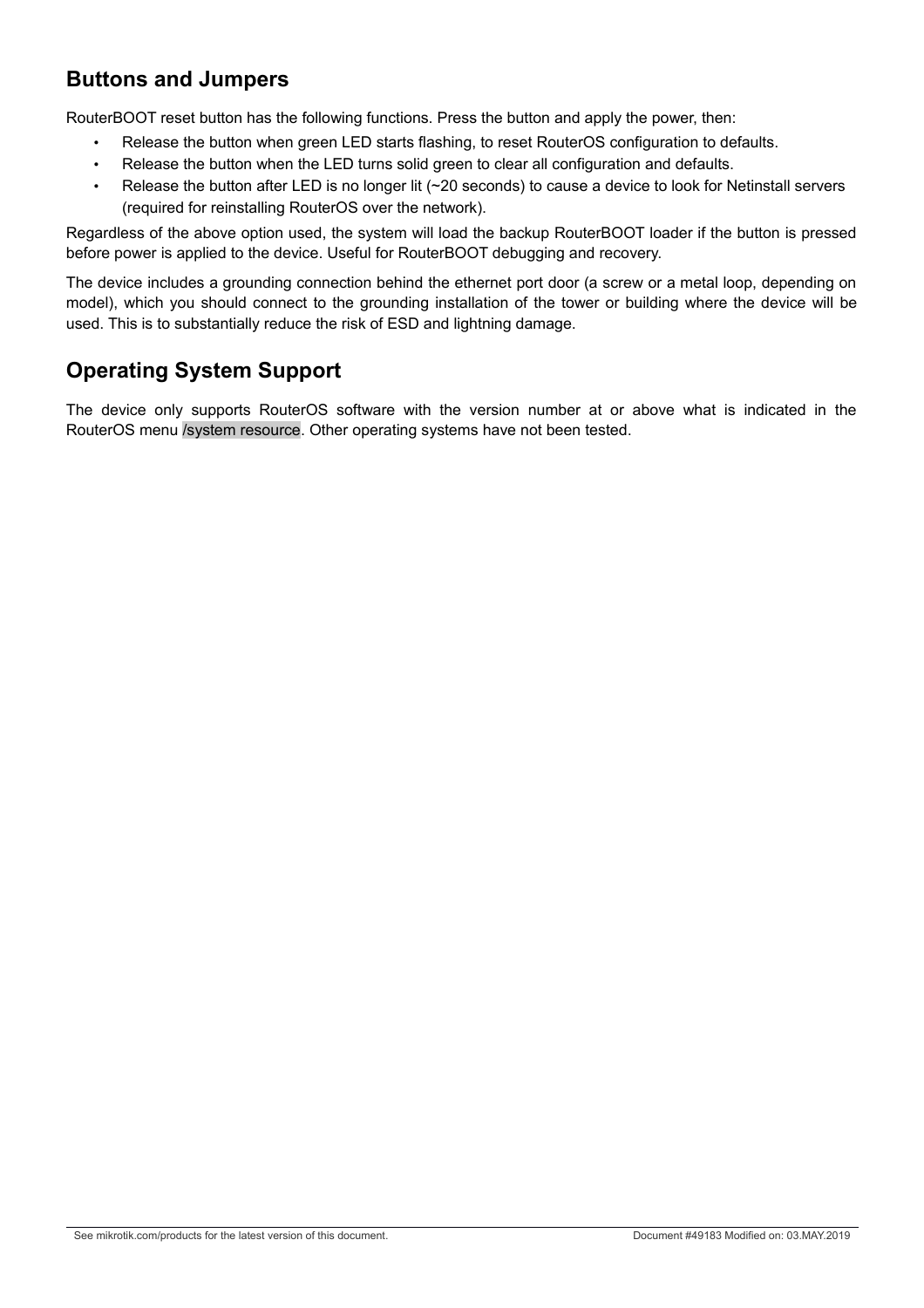## Buttons and Jumpers

RouterBOOT reset button has the following functions. Press the button and apply the power, then:

- Release the button when green LED starts flashing, to reset RouterOS configuration to defaults.
- Release the button when the LED turns solid green to clear all configuration and defaults.
- Release the button after LED is no longer lit (~20 seconds) to cause a device to look for Netinstall servers (required for reinstalling RouterOS over the network).

Regardless of the above option used, the system will load the backup RouterBOOT loader if the button is pressed before power is applied to the device. Useful for RouterBOOT debugging and recovery.

The device includes a grounding connection behind the ethernet port door (a screw or a metal loop, depending on model), which you should connect to the grounding installation of the tower or building where the device will be used. This is to substantially reduce the risk of ESD and lightning damage.

## Operating System Support

The device only supports RouterOS software with the version number at or above what is indicated in the RouterOS menu `/system resource`. Other operating systems have not been tested.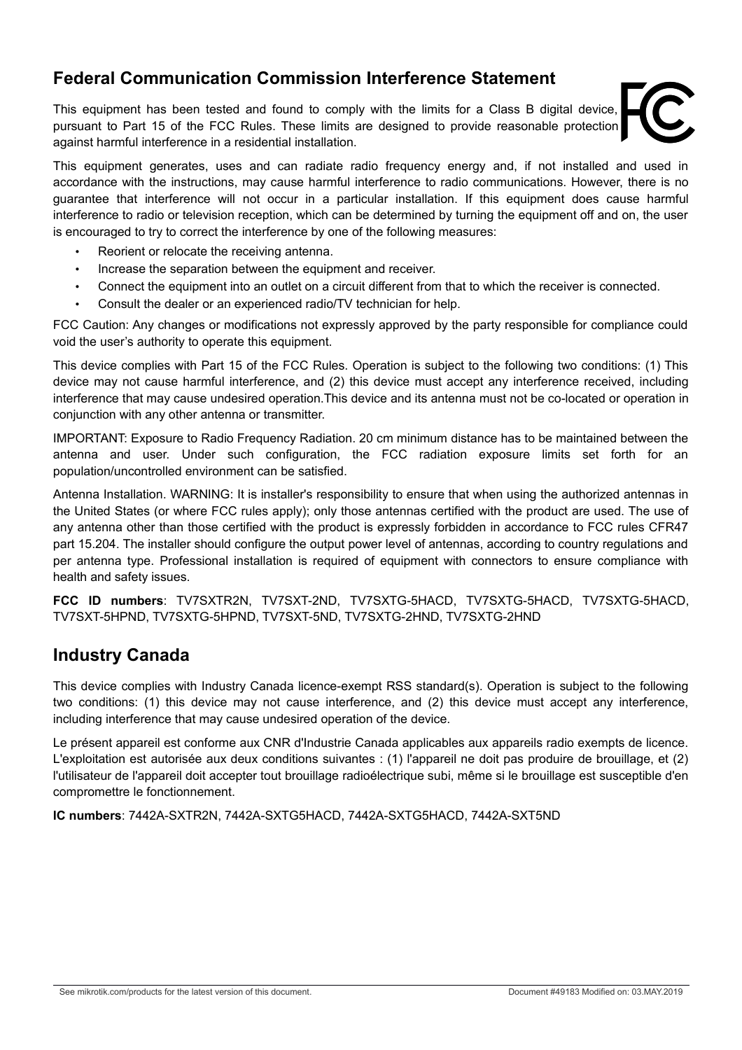## Federal Communication Commission Interference Statement

This equipment has been tested and found to comply with the limits for a Class B digital device, pursuant to Part 15 of the FCC Rules. These limits are designed to provide reasonable protection against harmful interference in a residential installation.

This equipment generates, uses and can radiate radio frequency energy and, if not installed and used in accordance with the instructions, may cause harmful interference to radio communications. However, there is no guarantee that interference will not occur in a particular installation. If this equipment does cause harmful interference to radio or television reception, which can be determined by turning the equipment off and on, the user is encouraged to try to correct the interference by one of the following measures:

- Reorient or relocate the receiving antenna.
- Increase the separation between the equipment and receiver.
- Connect the equipment into an outlet on a circuit different from that to which the receiver is connected.
- Consult the dealer or an experienced radio/TV technician for help.

FCC Caution: Any changes or modifications not expressly approved by the party responsible for compliance could void the user's authority to operate this equipment.

This device complies with Part 15 of the FCC Rules. Operation is subject to the following two conditions: (1) This device may not cause harmful interference, and (2) this device must accept any interference received, including interference that may cause undesired operation.This device and its antenna must not be co-located or operation in conjunction with any other antenna or transmitter.

IMPORTANT: Exposure to Radio Frequency Radiation. 20 cm minimum distance has to be maintained between the antenna and user. Under such configuration, the FCC radiation exposure limits set forth for an population/uncontrolled environment can be satisfied.

Antenna Installation. WARNING: It is installer's responsibility to ensure that when using the authorized antennas in the United States (or where FCC rules apply); only those antennas certified with the product are used. The use of any antenna other than those certified with the product is expressly forbidden in accordance to FCC rules CFR47 part 15.204. The installer should configure the output power level of antennas, according to country regulations and per antenna type. Professional installation is required of equipment with connectors to ensure compliance with health and safety issues.

**FCC ID numbers**: TV7SXTR2N, TV7SXT-2ND, TV7SXTG-5HACD, TV7SXTG-5HACD, TV7SXTG-5HACD, TV7SXT-5HPND, TV7SXTG-5HPND, TV7SXT-5ND, TV7SXTG-2HND, TV7SXTG-2HND

## Industry Canada

This device complies with Industry Canada licence-exempt RSS standard(s). Operation is subject to the following two conditions: (1) this device may not cause interference, and (2) this device must accept any interference, including interference that may cause undesired operation of the device.

Le présent appareil est conforme aux CNR d'Industrie Canada applicables aux appareils radio exempts de licence. L'exploitation est autorisée aux deux conditions suivantes : (1) l'appareil ne doit pas produire de brouillage, et (2) l'utilisateur de l'appareil doit accepter tout brouillage radioélectrique subi, même si le brouillage est susceptible d'en compromettre le fonctionnement.

**IC numbers**: 7442A-SXTR2N, 7442A-SXTG5HACD, 7442A-SXTG5HACD, 7442A-SXT5ND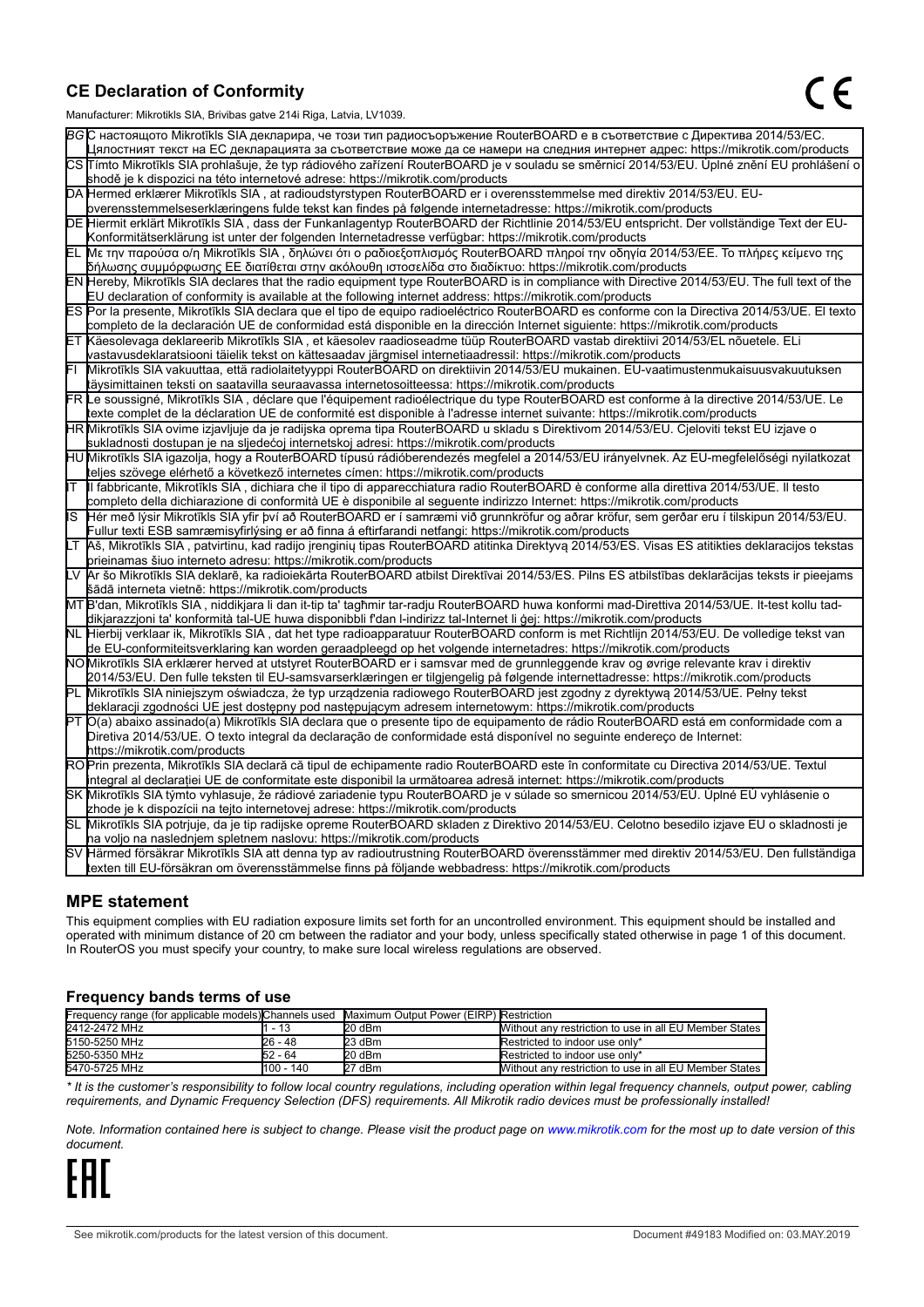## CE Declaration of Conformity

Manufacturer: Mikrotikls SIA, Brivibas gatve 214i Riga, Latvia, LV1039.

| | |
|---|---|
| BG | С настоящото Mikrotīkls SIA декларира, че този тип радиосъоръжение RouterBOARD е в съответствие с Директива 2014/53/ЕС. Цялостният текст на ЕС декларацията за съответствие може да се намери на следния интернет адрес: https://mikrotik.com/products |
| CS | Tímto Mikrotīkls SIA prohlašuje, že typ rádiového zařízení RouterBOARD je v souladu se směrnicí 2014/53/EU. Úplné znění EU prohlášení o shodě je k dispozici na této internetové adrese: https://mikrotik.com/products |
| DA | Hermed erklærer Mikrotīkls SIA , at radioudstyrstypen RouterBOARD er i overensstemmelse med direktiv 2014/53/EU. EU-overensstemmelseserklæringens fulde tekst kan findes på følgende internetadresse: https://mikrotik.com/products |
| DE | Hiermit erklärt Mikrotīkls SIA , dass der Funkanlagentyp RouterBOARD der Richtlinie 2014/53/EU entspricht. Der vollständige Text der EU-Konformitätserklärung ist unter der folgenden Internetadresse verfügbar: https://mikrotik.com/products |
| EL | Με την παρούσα ο/η Mikrotīkls SIA , δηλώνει ότι ο ραδιοεξοπλισμός RouterBOARD πληροί την οδηγία 2014/53/ΕΕ. Το πλήρες κείμενο της δήλωσης συμμόρφωσης ΕΕ διατίθεται στην ακόλουθη ιστοσελίδα στο διαδίκτυο: https://mikrotik.com/products |
| EN | Hereby, Mikrotīkls SIA declares that the radio equipment type RouterBOARD is in compliance with Directive 2014/53/EU. The full text of the EU declaration of conformity is available at the following internet address: https://mikrotik.com/products |
| ES | Por la presente, Mikrotīkls SIA declara que el tipo de equipo radioeléctrico RouterBOARD es conforme con la Directiva 2014/53/UE. El texto completo de la declaración UE de conformidad está disponible en la dirección Internet siguiente: https://mikrotik.com/products |
| ET | Käesolevaga deklareerib Mikrotīkls SIA , et käesolev raadioseadme tüüp RouterBOARD vastab direktiivi 2014/53/EL nõuetele. ELi vastavusdeklaratsiooni täielik tekst on kättesaadav järgmisel internetiaadressil: https://mikrotik.com/products |
| FI | Mikrotīkls SIA vakuuttaa, että radiolaitetyyppi RouterBOARD on direktiivin 2014/53/EU mukainen. EU-vaatimustenmukaisuusvakuutuksen täysimittainen teksti on saatavilla seuraavassa internetosoitteessa: https://mikrotik.com/products |
| FR | Le soussigné, Mikrotīkls SIA , déclare que l'équipement radioélectrique du type RouterBOARD est conforme à la directive 2014/53/UE. Le texte complet de la déclaration UE de conformité est disponible à l'adresse internet suivante: https://mikrotik.com/products |
| HR | Mikrotīkls SIA ovime izjavljuje da je radijska oprema tipa RouterBOARD u skladu s Direktivom 2014/53/EU. Cjeloviti tekst EU izjave o sukladnosti dostupan je na sljedećoj internetskoj adresi: https://mikrotik.com/products |
| HU | Mikrotīkls SIA igazolja, hogy a RouterBOARD típusú rádióberendezés megfelel a 2014/53/EU irányelvnek. Az EU-megfelelőségi nyilatkozat teljes szövege elérhető a következő internetes címen: https://mikrotik.com/products |
| IT | Il fabbricante, Mikrotīkls SIA , dichiara che il tipo di apparecchiatura radio RouterBOARD è conforme alla direttiva 2014/53/UE. Il testo completo della dichiarazione di conformità UE è disponibile al seguente indirizzo Internet: https://mikrotik.com/products |
| IS | Hér með lýsir Mikrotīkls SIA yfir því að RouterBOARD er í samræmi við grunnkröfur og aðrar kröfur, sem gerðar eru í tilskipun 2014/53/EU. Fullur texti ESB samræmisyfirlýsing er að finna á eftirfarandi netfangi: https://mikrotik.com/products |
| LT | Aš, Mikrotīkls SIA , patvirtinu, kad radijo įrenginių tipas RouterBOARD atitinka Direktyvą 2014/53/ES. Visas ES atitikties deklaracijos tekstas prieinamas šiuo interneto adresu: https://mikrotik.com/products |
| LV | Ar šo Mikrotīkls SIA deklarē, ka radioiekārta RouterBOARD atbilst Direktīvai 2014/53/ES. Pilns ES atbilstības deklarācijas teksts ir pieejams šādā interneta vietnē: https://mikrotik.com/products |
| MT | B'dan, Mikrotīkls SIA , niddikjara li dan it-tip ta' tagħmir tar-radju RouterBOARD huwa konformi mad-Direttiva 2014/53/UE. It-test kollu tad-dikjarazzjoni ta' konformità tal-UE huwa disponibbli f'dan l-indirizz tal-Internet li ġej: https://mikrotik.com/products |
| NL | Hierbij verklaar ik, Mikrotīkls SIA , dat het type radioapparatuur RouterBOARD conform is met Richtlijn 2014/53/EU. De volledige tekst van de EU-conformiteitsverklaring kan worden geraadpleegd op het volgende internetadres: https://mikrotik.com/products |
| NO | Mikrotīkls SIA erklærer herved at utstyret RouterBOARD er i samsvar med de grunnleggende krav og øvrige relevante krav i direktiv 2014/53/EU. Den fulle teksten til EU-samsvarserklæringen er tilgjengelig på følgende internettadresse: https://mikrotik.com/products |
| PL | Mikrotīkls SIA niniejszym oświadcza, że typ urządzenia radiowego RouterBOARD jest zgodny z dyrektywą 2014/53/UE. Pełny tekst deklaracji zgodności UE jest dostępny pod następującym adresem internetowym: https://mikrotik.com/products |
| PT | O(a) abaixo assinado(a) Mikrotīkls SIA declara que o presente tipo de equipamento de rádio RouterBOARD está em conformidade com a Diretiva 2014/53/UE. O texto integral da declaração de conformidade está disponível no seguinte endereço de Internet: https://mikrotik.com/products |
| RO | Prin prezenta, Mikrotīkls SIA declară că tipul de echipamente radio RouterBOARD este în conformitate cu Directiva 2014/53/UE. Textul integral al declarației UE de conformitate este disponibil la următoarea adresă internet: https://mikrotik.com/products |
| SK | Mikrotīkls SIA týmto vyhlasuje, že rádiové zariadenie typu RouterBOARD je v súlade so smernicou 2014/53/EÚ. Úplné EÚ vyhlásenie o zhode je k dispozícii na tejto internetovej adrese: https://mikrotik.com/products |
| SL | Mikrotīkls SIA potrjuje, da je tip radijske opreme RouterBOARD skladen z Direktivo 2014/53/EU. Celotno besedilo izjave EU o skladnosti je na voljo na naslednjem spletnem naslovu: https://mikrotik.com/products |
| SV | Härmed försäkrar Mikrotīkls SIA att denna typ av radioutrustning RouterBOARD överensstämmer med direktiv 2014/53/EU. Den fullständiga texten till EU-försäkran om överensstämmelse finns på följande webbadress: https://mikrotik.com/products |

## MPE statement

This equipment complies with EU radiation exposure limits set forth for an uncontrolled environment. This equipment should be installed and operated with minimum distance of 20 cm between the radiator and your body, unless specifically stated otherwise in page 1 of this document. In RouterOS you must specify your country, to make sure local wireless regulations are observed.

### Frequency bands terms of use

| Frequency range (for applicable models) | Channels used | Maximum Output Power (EIRP) | Restriction |
|---|---|---|---|
| 2412-2472 MHz | 1 - 13 | 20 dBm | Without any restriction to use in all EU Member States |
| 5150-5250 MHz | 26 - 48 | 23 dBm | Restricted to indoor use only* |
| 5250-5350 MHz | 52 - 64 | 20 dBm | Restricted to indoor use only* |
| 5470-5725 MHz | 100 - 140 | 27 dBm | Without any restriction to use in all EU Member States |

*\* It is the customer's responsibility to follow local country regulations, including operation within legal frequency channels, output power, cabling requirements, and Dynamic Frequency Selection (DFS) requirements. All Mikrotik radio devices must be professionally installed!*

*Note. Information contained here is subject to change. Please visit the product page on www.mikrotik.com for the most up to date version of this document.*

EAC

See mikrotik.com/products for the latest version of this document. Document #49183 Modified on: 03.MAY.2019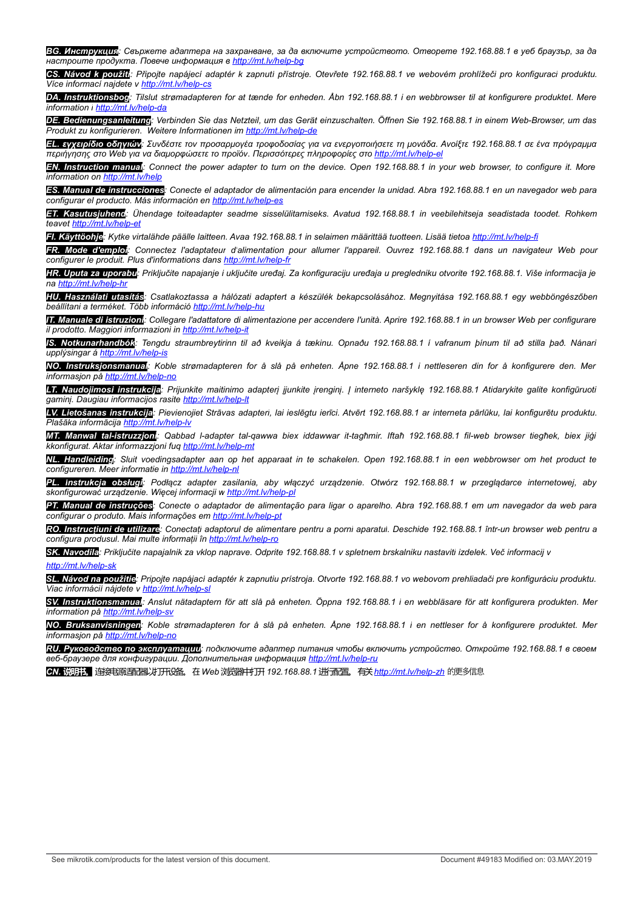***BG. Инструкция***: Свържете адаптера на захранване, за да включите устройството. Отворете 192.168.88.1 в уеб браузър, за да настроите продукта. Повече информация в http://mt.lv/help-bg

***CS. Návod k použití***: Připojte napájecí adaptér k zapnutí přístroje. Otevřete 192.168.88.1 ve webovém prohlížeči pro konfiguraci produktu. Více informací najdete v http://mt.lv/help-cs

***DA. Instruktionsbog***: Tilslut strømadapteren for at tænde for enheden. Åbn 192.168.88.1 i en webbrowser til at konfigurere produktet. Mere information ı http://mt.lv/help-da

***DE. Bedienungsanleitung***: Verbinden Sie das Netzteil, um das Gerät einzuschalten. Öffnen Sie 192.168.88.1 in einem Web-Browser, um das Produkt zu konfigurieren. Weitere Informationen im http://mt.lv/help-de

***EL. εγχειρίδιο οδηγιών***: Συνδέστε τον προσαρμογέα τροφοδοσίας για να ενεργοποιήσετε τη μονάδα. Ανοίξτε 192.168.88.1 σε ένα πρόγραμμα περιήγησης στο Web για να διαμορφώσετε το προϊόν. Περισσότερες πληροφορίες στο http://mt.lv/help-el

***EN. Instruction manual***: Connect the power adapter to turn on the device. Open 192.168.88.1 in your web browser, to configure it. More information on http://mt.lv/help

***ES. Manual de instrucciones***: Conecte el adaptador de alimentación para encender la unidad. Abra 192.168.88.1 en un navegador web para configurar el producto. Más información en http://mt.lv/help-es

***ET. Kasutusjuhend***: Ühendage toiteadapter seadme sisselülitamiseks. Avatud 192.168.88.1 in veebilehitseja seadistada toodet. Rohkem teavet http://mt.lv/help-et

***FI. Käyttöohje***: Kytke virtalähde päälle laitteen. Avaa 192.168.88.1 in selaimen määrittää tuotteen. Lisää tietoa http://mt.lv/help-fi

***FR. Mode d'emploi***: Connectez l'adaptateur d'alimentation pour allumer l'appareil. Ouvrez 192.168.88.1 dans un navigateur Web pour configurer le produit. Plus d'informations dans http://mt.lv/help-fr

***HR. Uputa za uporabu***: Priključite napajanje i uključite uređaj. Za konfiguraciju uređaja u pregledniku otvorite 192.168.88.1. Više informacija je na http://mt.lv/help-hr

***HU. Használati utasítás***: Csatlakoztassa a hálózati adaptert a készülék bekapcsolásához. Megnyitása 192.168.88.1 egy webböngészőben beállítani a terméket. Több információ http://mt.lv/help-hu

***IT. Manuale di istruzioni***: Collegare l'adattatore di alimentazione per accendere l'unità. Aprire 192.168.88.1 in un browser Web per configurare il prodotto. Maggiori informazioni in http://mt.lv/help-it

***IS. Notkunarhandbók***: Tengdu straumbreytirinn til að kveikja á tækinu. Opnaðu 192.168.88.1 í vafranum þínum til að stilla það. Nánari upplýsingar á http://mt.lv/help-is

***NO. Instruksjonsmanual***: Koble strømadapteren for å slå på enheten. Åpne 192.168.88.1 i nettleseren din for å konfigurere den. Mer informasjon på http://mt.lv/help-no

***LT. Naudojimosi instrukcija***: Prijunkite maitinimo adapterį įjunkite įrenginį. Į interneto naršyklę 192.168.88.1 Atidarykite galite konfigūruoti gaminį. Daugiau informacijos rasite http://mt.lv/help-lt

***LV. Lietošanas instrukcija***: Pievienojiet Strāvas adapteri, lai ieslēgtu ierīci. Atvērt 192.168.88.1 ar interneta pārlūku, lai konfigurētu produktu. Plašāka informācija http://mt.lv/help-lv

***MT. Manwal tal-istruzzjoni***: Qabbad l-adapter tal-qawwa biex iddawwar it-tagħmir. Iftaħ 192.168.88.1 fil-web browser tiegħek, biex jiġi kkonfigurat. Aktar informazzjoni fuq http://mt.lv/help-mt

***NL. Handleiding***: Sluit voedingsadapter aan op het apparaat in te schakelen. Open 192.168.88.1 in een webbrowser om het product te configureren. Meer informatie in http://mt.lv/help-nl

***PL. Instrukcja obsługi***: Podłącz adapter zasilania, aby włączyć urządzenie. Otwórz 192.168.88.1 w przeglądarce internetowej, aby skonfigurować urządzenie. Więcej informacji w http://mt.lv/help-pl

***PT. Manual de instruções***: Conecte o adaptador de alimentação para ligar o aparelho. Abra 192.168.88.1 em um navegador da web para configurar o produto. Mais informações em http://mt.lv/help-pt

***RO. Instrucțiuni de utilizare***: Conectați adaptorul de alimentare pentru a porni aparatul. Deschide 192.168.88.1 într-un browser web pentru a configura produsul. Mai multe informații în http://mt.lv/help-ro

***SK. Navodila***: Priključite napajalnik za vklop naprave. Odprite 192.168.88.1 v spletnem brskalniku nastaviti izdelek. Več informacij v http://mt.lv/help-sk

***SL. Návod na použitie***: Pripojte napájací adaptér k zapnutiu prístroja. Otvorte 192.168.88.1 vo webovom prehliadači pre konfiguráciu produktu. Viac informácií nájdete v http://mt.lv/help-sl

***SV. Instruktionsmanual***: Anslut nätadaptern för att slå på enheten. Öppna 192.168.88.1 i en webbläsare för att konfigurera produkten. Mer information på http://mt.lv/help-sv

***NO. Bruksanvisningen***: Koble strømadapteren for å slå på enheten. Åpne 192.168.88.1 i en nettleser for å konfigurere produktet. Mer informasjon på http://mt.lv/help-no

***RU. Руководство по эксплуатации***: подключите адаптер питания чтобы включить устройство. Откройте 192.168.88.1 в своем веб-браузере для конфигурации. Дополнительная информация http://mt.lv/help-ru

**CN. 说明书。** 连接电源适配器以打开设备。 在 *Web* 浏览器中打开 *192.168.88.1* 进行配置。 有关 http://mt.lv/help-zh 的更多信息

See mikrotik.com/products for the latest version of this document. Document #49183 Modified on: 03.MAY.2019